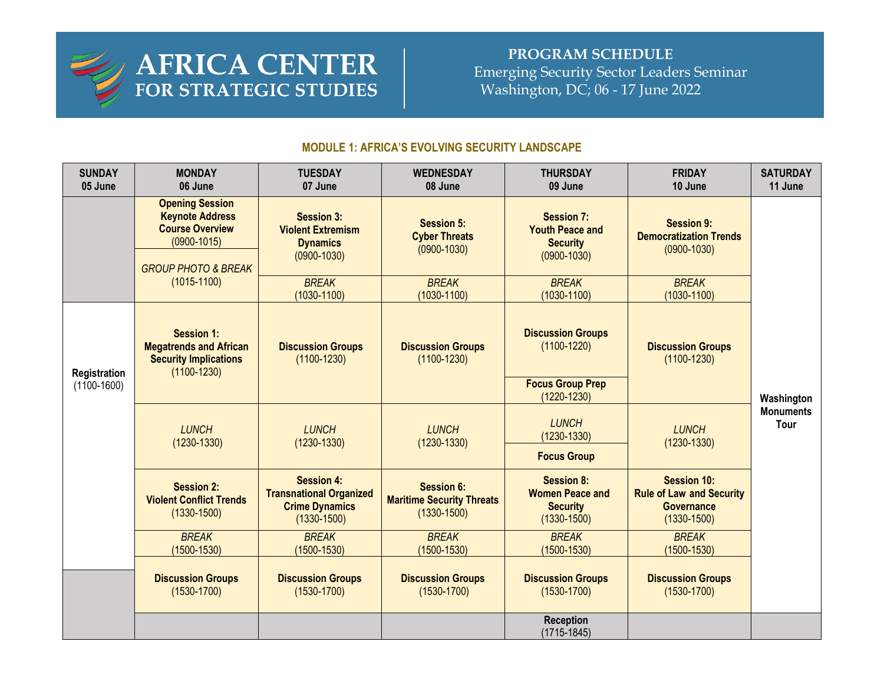# AFRICA CENTER FOR STRATEGIC STUDIES

**PROGRAM SCHEDULE**
Emerging Security Sector Leaders Seminar
Washington, DC; 06 - 17 June 2022

## MODULE 1: AFRICA'S EVOLVING SECURITY LANDSCAPE

| SUNDAY 05 June | MONDAY 06 June | TUESDAY 07 June | WEDNESDAY 08 June | THURSDAY 09 June | FRIDAY 10 June | SATURDAY 11 June |
|---|---|---|---|---|---|---|
| | **Opening Session Keynote Address Course Overview** (0900-1015) | **Session 3: Violent Extremism Dynamics** (0900-1030) | **Session 5: Cyber Threats** (0900-1030) | **Session 7: Youth Peace and Security** (0900-1030) | **Session 9: Democratization Trends** (0900-1030) | **Washington Monuments Tour** |
| | *GROUP PHOTO & BREAK* (1015-1100) | *BREAK* (1030-1100) | *BREAK* (1030-1100) | *BREAK* (1030-1100) | *BREAK* (1030-1100) | |
| **Registration** (1100-1600) | **Session 1: Megatrends and African Security Implications** (1100-1230) | **Discussion Groups** (1100-1230) | **Discussion Groups** (1100-1230) | **Discussion Groups** (1100-1220) | **Discussion Groups** (1100-1230) | |
| | | | | **Focus Group Prep** (1220-1230) | | |
| | *LUNCH* (1230-1330) | *LUNCH* (1230-1330) | *LUNCH* (1230-1330) | *LUNCH* (1230-1330) | *LUNCH* (1230-1330) | |
| | | | | **Focus Group** | | |
| | **Session 2: Violent Conflict Trends** (1330-1500) | **Session 4: Transnational Organized Crime Dynamics** (1330-1500) | **Session 6: Maritime Security Threats** (1330-1500) | **Session 8: Women Peace and Security** (1330-1500) | **Session 10: Rule of Law and Security Governance** (1330-1500) | |
| | *BREAK* (1500-1530) | *BREAK* (1500-1530) | *BREAK* (1500-1530) | *BREAK* (1500-1530) | *BREAK* (1500-1530) | |
| | **Discussion Groups** (1530-1700) | **Discussion Groups** (1530-1700) | **Discussion Groups** (1530-1700) | **Discussion Groups** (1530-1700) | **Discussion Groups** (1530-1700) | |
| | | | | **Reception** (1715-1845) | | |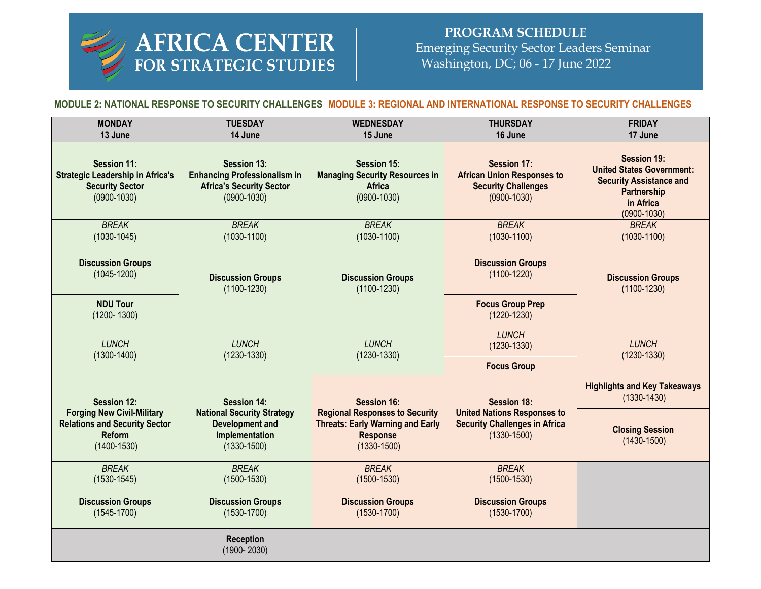**AFRICA CENTER FOR STRATEGIC STUDIES**

**PROGRAM SCHEDULE**
Emerging Security Sector Leaders Seminar
Washington, DC; 06 - 17 June 2022

**MODULE 2: NATIONAL RESPONSE TO SECURITY CHALLENGES** **MODULE 3: REGIONAL AND INTERNATIONAL RESPONSE TO SECURITY CHALLENGES**

| MONDAY 13 June | TUESDAY 14 June | WEDNESDAY 15 June | THURSDAY 16 June | FRIDAY 17 June |
|---|---|---|---|---|
| **Session 11: Strategic Leadership in Africa's Security Sector** (0900-1030) | **Session 13: Enhancing Professionalism in Africa's Security Sector** (0900-1030) | **Session 15: Managing Security Resources in Africa** (0900-1030) | **Session 17: African Union Responses to Security Challenges** (0900-1030) | **Session 19: United States Government: Security Assistance and Partnership in Africa** (0900-1030) |
| *BREAK* (1030-1045) | *BREAK* (1030-1100) | *BREAK* (1030-1100) | *BREAK* (1030-1100) | *BREAK* (1030-1100) |
| **Discussion Groups** (1045-1200) | **Discussion Groups** (1100-1230) | **Discussion Groups** (1100-1230) | **Discussion Groups** (1100-1220) | **Discussion Groups** (1100-1230) |
| **NDU Tour** (1200- 1300) | | | **Focus Group Prep** (1220-1230) | |
| *LUNCH* (1300-1400) | *LUNCH* (1230-1330) | *LUNCH* (1230-1330) | *LUNCH* (1230-1330) | *LUNCH* (1230-1330) |
| | | | **Focus Group** | |
| **Session 12: Forging New Civil-Military Relations and Security Sector Reform** (1400-1530) | **Session 14: National Security Strategy Development and Implementation** (1330-1500) | **Session 16: Regional Responses to Security Threats: Early Warning and Early Response** (1330-1500) | **Session 18: United Nations Responses to Security Challenges in Africa** (1330-1500) | **Highlights and Key Takeaways** (1330-1430) |
| | | | | **Closing Session** (1430-1500) |
| *BREAK* (1530-1545) | *BREAK* (1500-1530) | *BREAK* (1500-1530) | *BREAK* (1500-1530) | |
| **Discussion Groups** (1545-1700) | **Discussion Groups** (1530-1700) | **Discussion Groups** (1530-1700) | **Discussion Groups** (1530-1700) | |
| | **Reception** (1900- 2030) | | | |